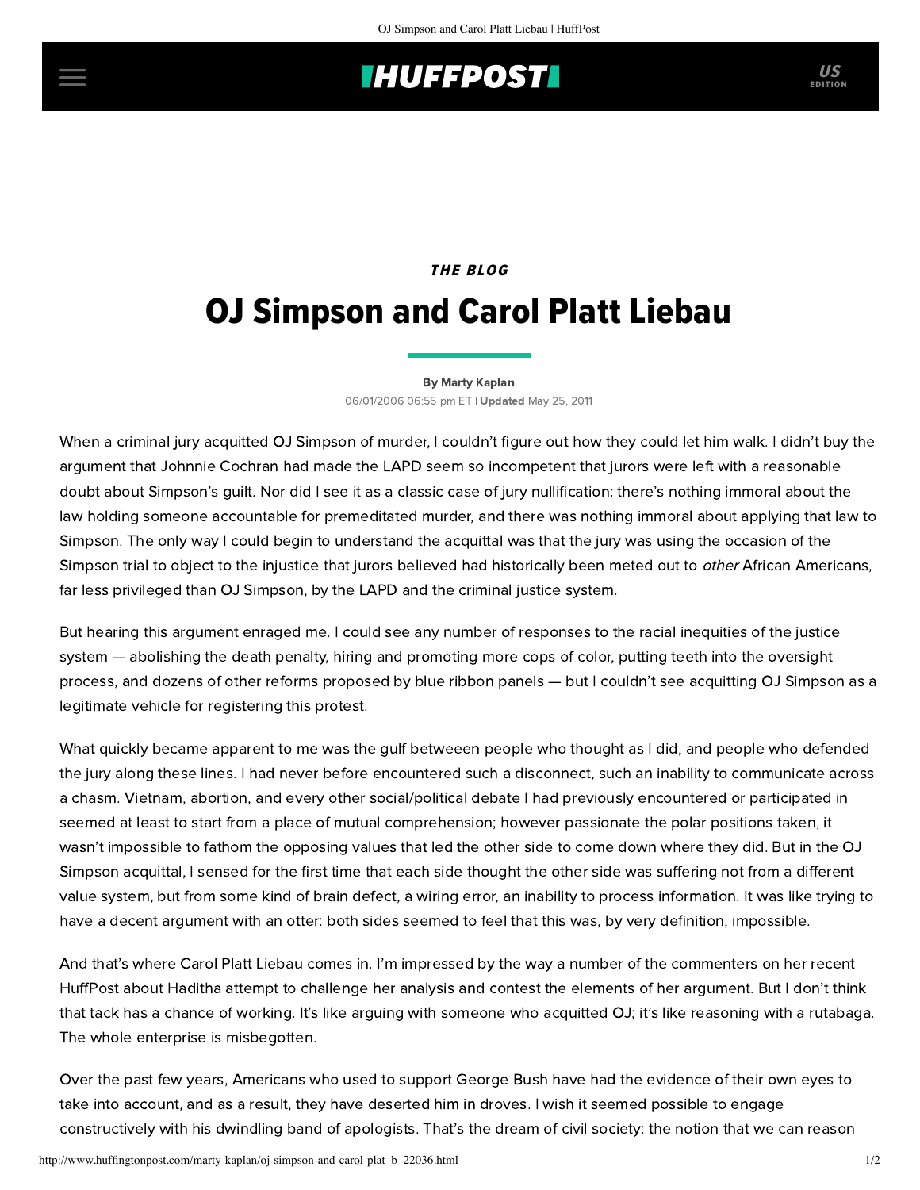*THE BLOG*

# OJ Simpson and Carol Platt Liebau

By Marty Kaplan

06/01/2006 06:55 pm ET | **Updated** May 25, 2011

When a criminal jury acquitted OJ Simpson of murder, I couldn't figure out how they could let him walk. I didn't buy the argument that Johnnie Cochran had made the LAPD seem so incompetent that jurors were left with a reasonable doubt about Simpson's guilt. Nor did I see it as a classic case of jury nullification: there's nothing immoral about the law holding someone accountable for premeditated murder, and there was nothing immoral about applying that law to Simpson. The only way I could begin to understand the acquittal was that the jury was using the occasion of the Simpson trial to object to the injustice that jurors believed had historically been meted out to *other* African Americans, far less privileged than OJ Simpson, by the LAPD and the criminal justice system.

But hearing this argument enraged me. I could see any number of responses to the racial inequities of the justice system — abolishing the death penalty, hiring and promoting more cops of color, putting teeth into the oversight process, and dozens of other reforms proposed by blue ribbon panels — but I couldn't see acquitting OJ Simpson as a legitimate vehicle for registering this protest.

What quickly became apparent to me was the gulf between people who thought as I did, and people who defended the jury along these lines. I had never before encountered such a disconnect, such an inability to communicate across a chasm. Vietnam, abortion, and every other social/political debate I had previously encountered or participated in seemed at least to start from a place of mutual comprehension; however passionate the polar positions taken, it wasn't impossible to fathom the opposing values that led the other side to come down where they did. But in the OJ Simpson acquittal, I sensed for the first time that each side thought the other side was suffering not from a different value system, but from some kind of brain defect, a wiring error, an inability to process information. It was like trying to have a decent argument with an otter: both sides seemed to feel that this was, by very definition, impossible.

And that's where Carol Platt Liebau comes in. I'm impressed by the way a number of the commenters on her recent HuffPost about Haditha attempt to challenge her analysis and contest the elements of her argument. But I don't think that tack has a chance of working. It's like arguing with someone who acquitted OJ; it's like reasoning with a rutabaga. The whole enterprise is misbegotten.

Over the past few years, Americans who used to support George Bush have had the evidence of their own eyes to take into account, and as a result, they have deserted him in droves. I wish it seemed possible to engage constructively with his dwindling band of apologists. That's the dream of civil society: the notion that we can reason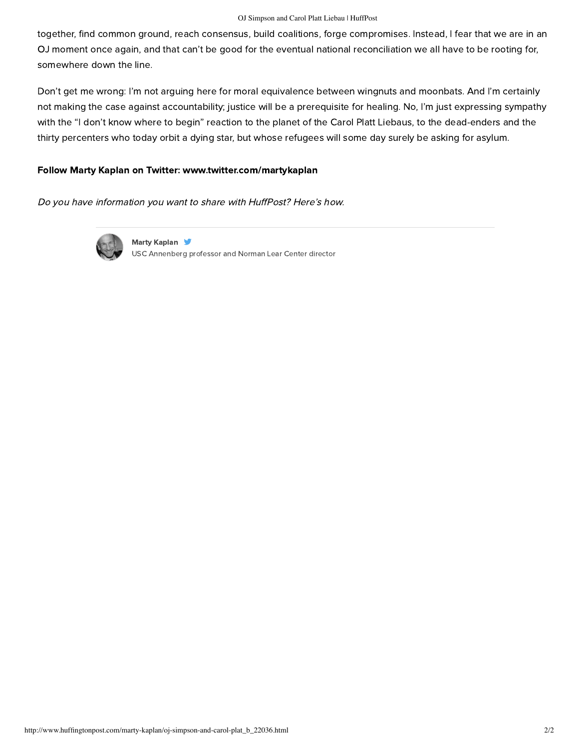together, find common ground, reach consensus, build coalitions, forge compromises. Instead, I fear that we are in an OJ moment once again, and that can't be good for the eventual national reconciliation we all have to be rooting for, somewhere down the line.

Don't get me wrong: I'm not arguing here for moral equivalence between wingnuts and moonbats. And I'm certainly not making the case against accountability; justice will be a prerequisite for healing. No, I'm just expressing sympathy with the "I don't know where to begin" reaction to the planet of the Carol Platt Liebaus, to the dead-enders and the thirty percenters who today orbit a dying star, but whose refugees will some day surely be asking for asylum.

**Follow Marty Kaplan on Twitter: www.twitter.com/martykaplan**

*Do you have information you want to share with HuffPost? Here's how.*

---

**Marty Kaplan**
USC Annenberg professor and Norman Lear Center director